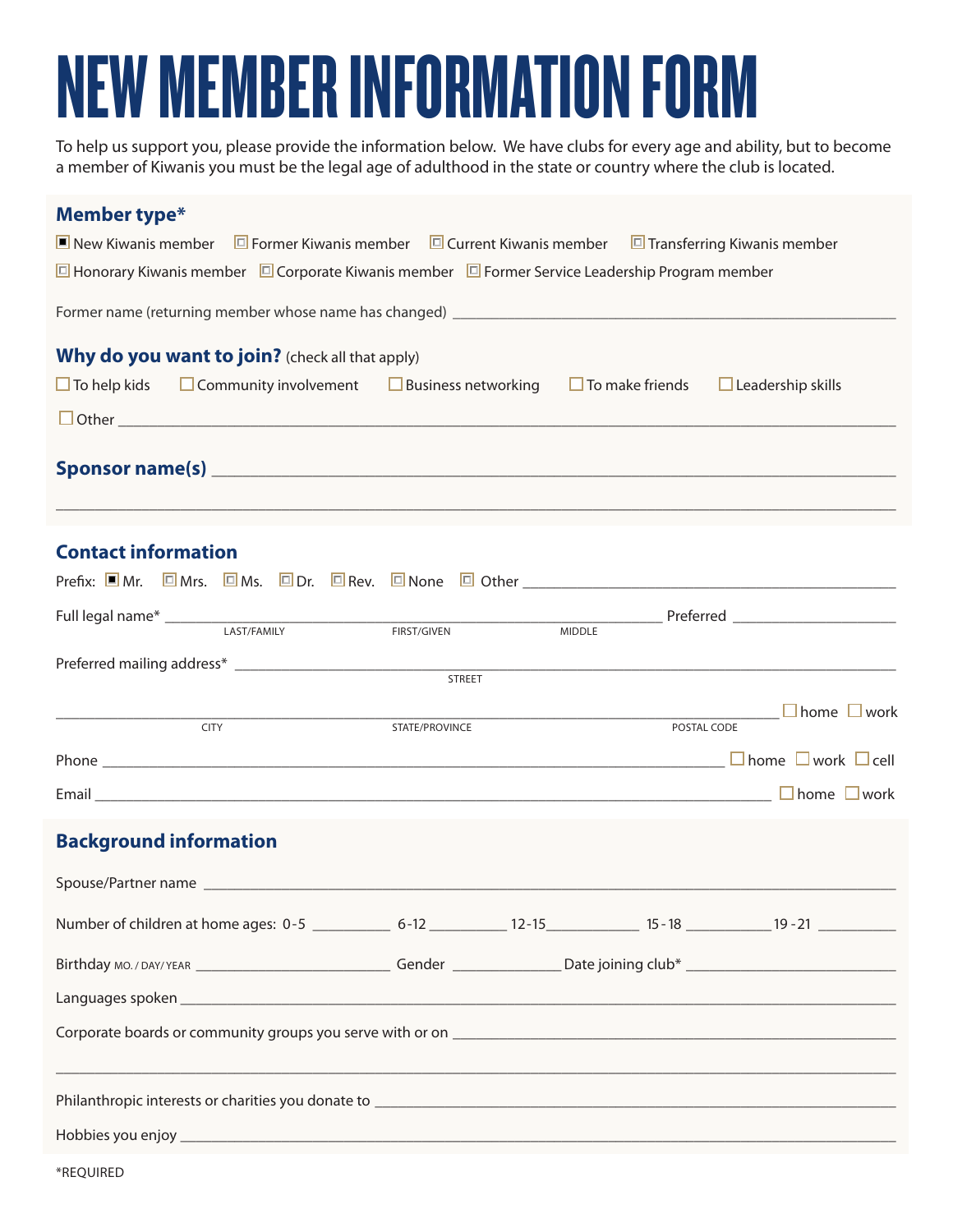# NEW MEMBER INFORMATION FORM

To help us support you, please provide the information below. We have clubs for every age and ability, but to become a member of Kiwanis you must be the legal age of adulthood in the state or country where the club is located.

## Member type*

- [x] New Kiwanis member
- [ ] Former Kiwanis member
- [ ] Current Kiwanis member
- [ ] Transferring Kiwanis member
- [ ] Honorary Kiwanis member
- [ ] Corporate Kiwanis member
- [ ] Former Service Leadership Program member

Former name (returning member whose name has changed) ______________________________

## Why do you want to join? (check all that apply)

- [ ] To help kids
- [ ] Community involvement
- [ ] Business networking
- [ ] To make friends
- [ ] Leadership skills
- [ ] Other ______________________________

## Sponsor name(s) ______________________________

______________________________

## Contact information

Prefix: [x] Mr. [ ] Mrs. [ ] Ms. [ ] Dr. [ ] Rev. [ ] None [ ] Other ______________________________

Full legal name* ______________________________ Preferred ______________________________
LAST/FAMILY FIRST/GIVEN MIDDLE

Preferred mailing address* ______________________________
STREET

______________________________ [ ] home [ ] work
CITY STATE/PROVINCE POSTAL CODE

Phone ______________________________ [ ] home [ ] work [ ] cell

Email ______________________________ [ ] home [ ] work

## Background information

Spouse/Partner name ______________________________

Number of children at home ages: 0-5 ________ 6-12 ________ 12-15 ________ 15-18 ________ 19-21 ________

Birthday MO./DAY/YEAR ______________ Gender ______________ Date joining club* ______________

Languages spoken ______________________________

Corporate boards or community groups you serve with or on ______________________________

______________________________

Philanthropic interests or charities you donate to ______________________________

Hobbies you enjoy ______________________________

*REQUIRED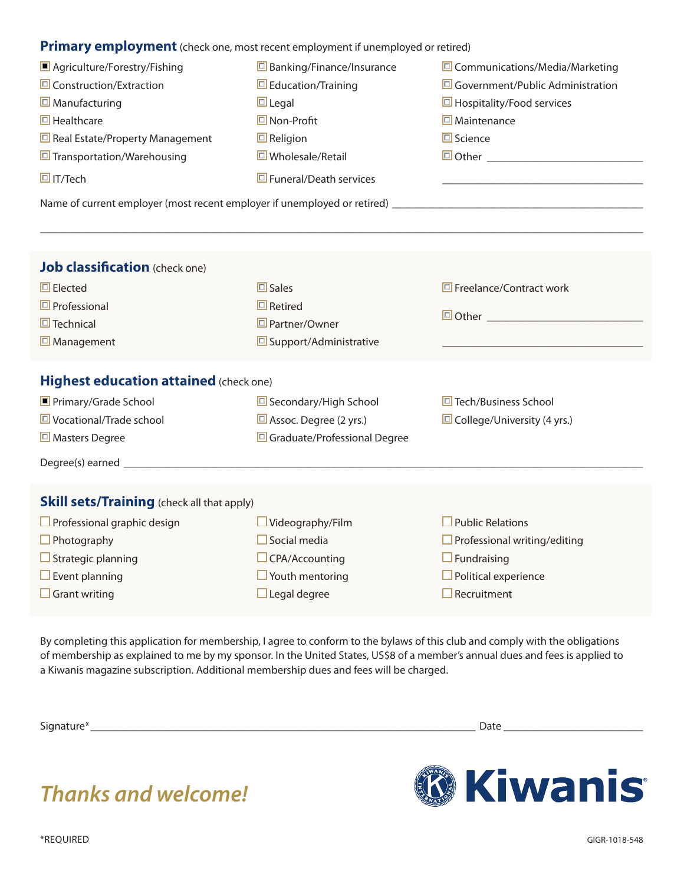## Primary employment (check one, most recent employment if unemployed or retired)

- [x] Agriculture/Forestry/Fishing
- [ ] Construction/Extraction
- [ ] Manufacturing
- [ ] Healthcare
- [ ] Real Estate/Property Management
- [ ] Transportation/Warehousing
- [ ] IT/Tech
- [ ] Banking/Finance/Insurance
- [ ] Education/Training
- [ ] Legal
- [ ] Non-Profit
- [ ] Religion
- [ ] Wholesale/Retail
- [ ] Funeral/Death services
- [ ] Communications/Media/Marketing
- [ ] Government/Public Administration
- [ ] Hospitality/Food services
- [ ] Maintenance
- [ ] Science
- [ ] Other ______________________________

Name of current employer (most recent employer if unemployed or retired) ______________________________

## Job classification (check one)

- [ ] Elected
- [ ] Professional
- [ ] Technical
- [ ] Management
- [ ] Sales
- [ ] Retired
- [ ] Partner/Owner
- [ ] Support/Administrative
- [ ] Freelance/Contract work
- [ ] Other ______________________________

## Highest education attained (check one)

- [x] Primary/Grade School
- [ ] Vocational/Trade school
- [ ] Masters Degree
- [ ] Secondary/High School
- [ ] Assoc. Degree (2 yrs.)
- [ ] Graduate/Professional Degree
- [ ] Tech/Business School
- [ ] College/University (4 yrs.)

Degree(s) earned ______________________________

## Skill sets/Training (check all that apply)

- [ ] Professional graphic design
- [ ] Photography
- [ ] Strategic planning
- [ ] Event planning
- [ ] Grant writing
- [ ] Videography/Film
- [ ] Social media
- [ ] CPA/Accounting
- [ ] Youth mentoring
- [ ] Legal degree
- [ ] Public Relations
- [ ] Professional writing/editing
- [ ] Fundraising
- [ ] Political experience
- [ ] Recruitment

By completing this application for membership, I agree to conform to the bylaws of this club and comply with the obligations of membership as explained to me by my sponsor. In the United States, US$8 of a member's annual dues and fees is applied to a Kiwanis magazine subscription. Additional membership dues and fees will be charged.

Signature* ______________________________ Date ______________________________

*Thanks and welcome!*

Kiwanis

*REQUIRED

GIGR-1018-548